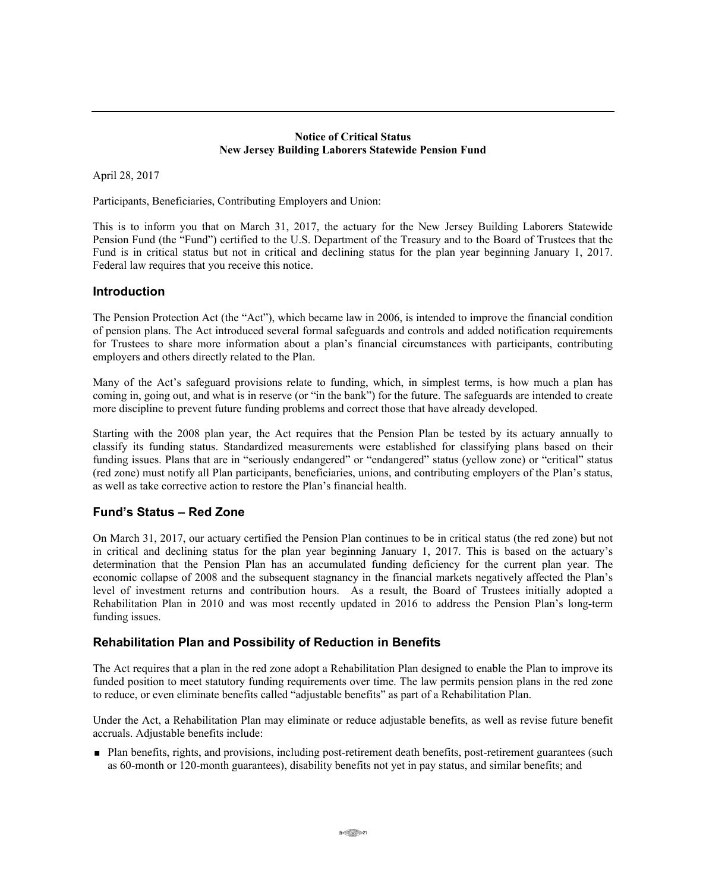**Notice of Critical Status**
**New Jersey Building Laborers Statewide Pension Fund**

April 28, 2017

Participants, Beneficiaries, Contributing Employers and Union:

This is to inform you that on March 31, 2017, the actuary for the New Jersey Building Laborers Statewide Pension Fund (the "Fund") certified to the U.S. Department of the Treasury and to the Board of Trustees that the Fund is in critical status but not in critical and declining status for the plan year beginning January 1, 2017. Federal law requires that you receive this notice.

## Introduction

The Pension Protection Act (the "Act"), which became law in 2006, is intended to improve the financial condition of pension plans. The Act introduced several formal safeguards and controls and added notification requirements for Trustees to share more information about a plan's financial circumstances with participants, contributing employers and others directly related to the Plan.

Many of the Act's safeguard provisions relate to funding, which, in simplest terms, is how much a plan has coming in, going out, and what is in reserve (or "in the bank") for the future. The safeguards are intended to create more discipline to prevent future funding problems and correct those that have already developed.

Starting with the 2008 plan year, the Act requires that the Pension Plan be tested by its actuary annually to classify its funding status. Standardized measurements were established for classifying plans based on their funding issues. Plans that are in "seriously endangered" or "endangered" status (yellow zone) or "critical" status (red zone) must notify all Plan participants, beneficiaries, unions, and contributing employers of the Plan's status, as well as take corrective action to restore the Plan's financial health.

## Fund's Status – Red Zone

On March 31, 2017, our actuary certified the Pension Plan continues to be in critical status (the red zone) but not in critical and declining status for the plan year beginning January 1, 2017. This is based on the actuary's determination that the Pension Plan has an accumulated funding deficiency for the current plan year. The economic collapse of 2008 and the subsequent stagnancy in the financial markets negatively affected the Plan's level of investment returns and contribution hours. As a result, the Board of Trustees initially adopted a Rehabilitation Plan in 2010 and was most recently updated in 2016 to address the Pension Plan's long-term funding issues.

## Rehabilitation Plan and Possibility of Reduction in Benefits

The Act requires that a plan in the red zone adopt a Rehabilitation Plan designed to enable the Plan to improve its funded position to meet statutory funding requirements over time. The law permits pension plans in the red zone to reduce, or even eliminate benefits called "adjustable benefits" as part of a Rehabilitation Plan.

Under the Act, a Rehabilitation Plan may eliminate or reduce adjustable benefits, as well as revise future benefit accruals. Adjustable benefits include:

- Plan benefits, rights, and provisions, including post-retirement death benefits, post-retirement guarantees (such as 60-month or 120-month guarantees), disability benefits not yet in pay status, and similar benefits; and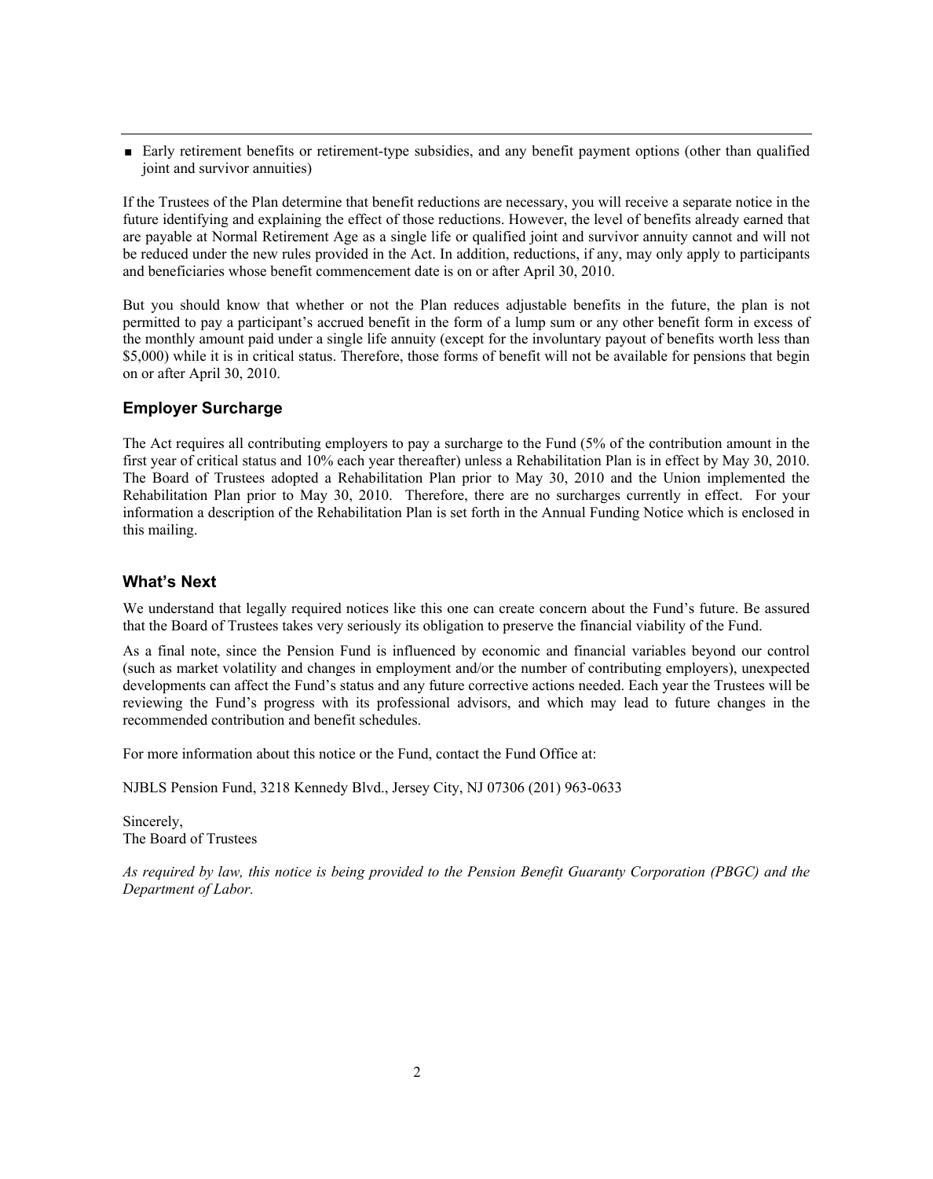- Early retirement benefits or retirement-type subsidies, and any benefit payment options (other than qualified joint and survivor annuities)

If the Trustees of the Plan determine that benefit reductions are necessary, you will receive a separate notice in the future identifying and explaining the effect of those reductions. However, the level of benefits already earned that are payable at Normal Retirement Age as a single life or qualified joint and survivor annuity cannot and will not be reduced under the new rules provided in the Act. In addition, reductions, if any, may only apply to participants and beneficiaries whose benefit commencement date is on or after April 30, 2010.

But you should know that whether or not the Plan reduces adjustable benefits in the future, the plan is not permitted to pay a participant's accrued benefit in the form of a lump sum or any other benefit form in excess of the monthly amount paid under a single life annuity (except for the involuntary payout of benefits worth less than $5,000) while it is in critical status. Therefore, those forms of benefit will not be available for pensions that begin on or after April 30, 2010.

## Employer Surcharge

The Act requires all contributing employers to pay a surcharge to the Fund (5% of the contribution amount in the first year of critical status and 10% each year thereafter) unless a Rehabilitation Plan is in effect by May 30, 2010. The Board of Trustees adopted a Rehabilitation Plan prior to May 30, 2010 and the Union implemented the Rehabilitation Plan prior to May 30, 2010. Therefore, there are no surcharges currently in effect. For your information a description of the Rehabilitation Plan is set forth in the Annual Funding Notice which is enclosed in this mailing.

## What's Next

We understand that legally required notices like this one can create concern about the Fund's future. Be assured that the Board of Trustees takes very seriously its obligation to preserve the financial viability of the Fund.

As a final note, since the Pension Fund is influenced by economic and financial variables beyond our control (such as market volatility and changes in employment and/or the number of contributing employers), unexpected developments can affect the Fund's status and any future corrective actions needed. Each year the Trustees will be reviewing the Fund's progress with its professional advisors, and which may lead to future changes in the recommended contribution and benefit schedules.

For more information about this notice or the Fund, contact the Fund Office at:

NJBLS Pension Fund, 3218 Kennedy Blvd., Jersey City, NJ 07306 (201) 963-0633

Sincerely,
The Board of Trustees

*As required by law, this notice is being provided to the Pension Benefit Guaranty Corporation (PBGC) and the Department of Labor.*